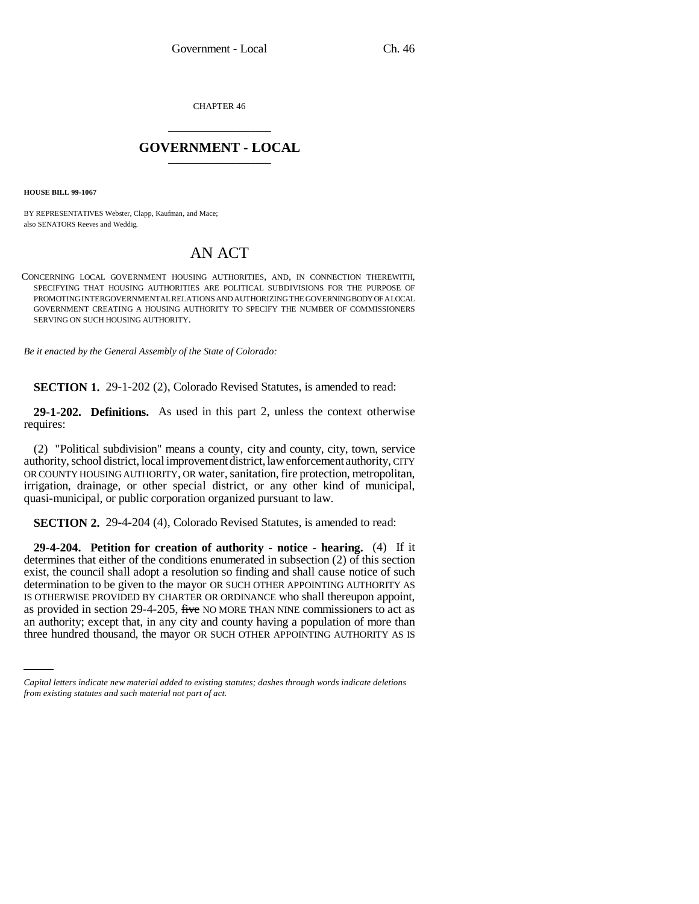CHAPTER 46

# GOVERNMENT - LOCAL

**HOUSE BILL 99-1067**

BY REPRESENTATIVES Webster, Clapp, Kaufman, and Mace;
also SENATORS Reeves and Weddig.

# AN ACT

CONCERNING LOCAL GOVERNMENT HOUSING AUTHORITIES, AND, IN CONNECTION THEREWITH, SPECIFYING THAT HOUSING AUTHORITIES ARE POLITICAL SUBDIVISIONS FOR THE PURPOSE OF PROMOTING INTERGOVERNMENTAL RELATIONS AND AUTHORIZING THE GOVERNING BODY OF A LOCAL GOVERNMENT CREATING A HOUSING AUTHORITY TO SPECIFY THE NUMBER OF COMMISSIONERS SERVING ON SUCH HOUSING AUTHORITY.

*Be it enacted by the General Assembly of the State of Colorado:*

**SECTION 1.** 29-1-202 (2), Colorado Revised Statutes, is amended to read:

**29-1-202. Definitions.** As used in this part 2, unless the context otherwise requires:

(2) "Political subdivision" means a county, city and county, city, town, service authority, school district, local improvement district, law enforcement authority, CITY OR COUNTY HOUSING AUTHORITY, OR water, sanitation, fire protection, metropolitan, irrigation, drainage, or other special district, or any other kind of municipal, quasi-municipal, or public corporation organized pursuant to law.

**SECTION 2.** 29-4-204 (4), Colorado Revised Statutes, is amended to read:

**29-4-204. Petition for creation of authority - notice - hearing.** (4) If it determines that either of the conditions enumerated in subsection (2) of this section exist, the council shall adopt a resolution so finding and shall cause notice of such determination to be given to the mayor OR SUCH OTHER APPOINTING AUTHORITY AS IS OTHERWISE PROVIDED BY CHARTER OR ORDINANCE who shall thereupon appoint, as provided in section 29-4-205, ~~five~~ NO MORE THAN NINE commissioners to act as an authority; except that, in any city and county having a population of more than three hundred thousand, the mayor OR SUCH OTHER APPOINTING AUTHORITY AS IS

*Capital letters indicate new material added to existing statutes; dashes through words indicate deletions from existing statutes and such material not part of act.*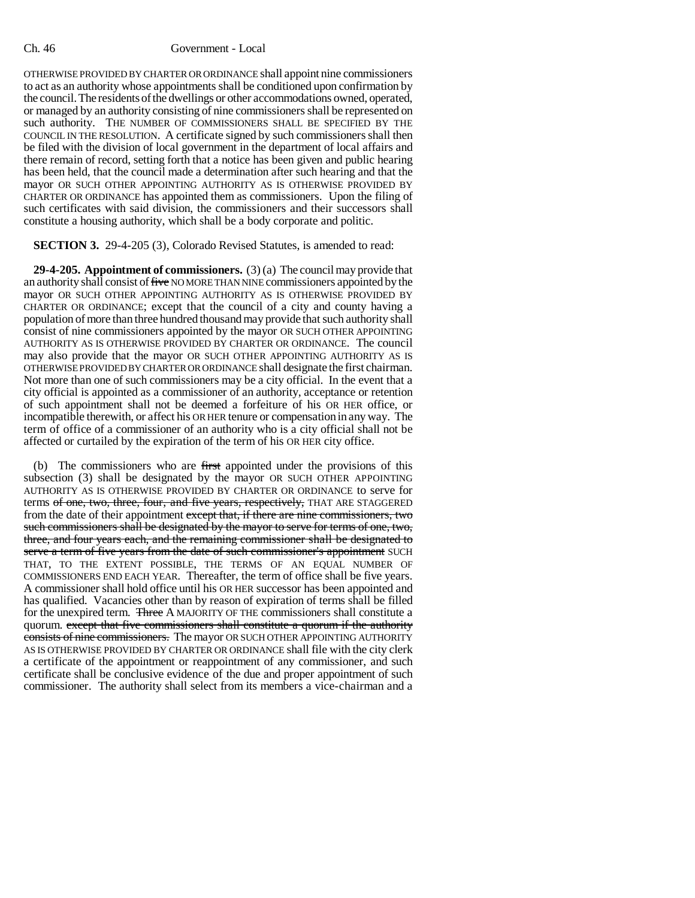OTHERWISE PROVIDED BY CHARTER OR ORDINANCE shall appoint nine commissioners to act as an authority whose appointments shall be conditioned upon confirmation by the council. The residents of the dwellings or other accommodations owned, operated, or managed by an authority consisting of nine commissioners shall be represented on such authority. THE NUMBER OF COMMISSIONERS SHALL BE SPECIFIED BY THE COUNCIL IN THE RESOLUTION. A certificate signed by such commissioners shall then be filed with the division of local government in the department of local affairs and there remain of record, setting forth that a notice has been given and public hearing has been held, that the council made a determination after such hearing and that the mayor OR SUCH OTHER APPOINTING AUTHORITY AS IS OTHERWISE PROVIDED BY CHARTER OR ORDINANCE has appointed them as commissioners. Upon the filing of such certificates with said division, the commissioners and their successors shall constitute a housing authority, which shall be a body corporate and politic.

**SECTION 3.** 29-4-205 (3), Colorado Revised Statutes, is amended to read:

**29-4-205. Appointment of commissioners.** (3) (a) The council may provide that an authority shall consist of ~~five~~ NO MORE THAN NINE commissioners appointed by the mayor OR SUCH OTHER APPOINTING AUTHORITY AS IS OTHERWISE PROVIDED BY CHARTER OR ORDINANCE; except that the council of a city and county having a population of more than three hundred thousand may provide that such authority shall consist of nine commissioners appointed by the mayor OR SUCH OTHER APPOINTING AUTHORITY AS IS OTHERWISE PROVIDED BY CHARTER OR ORDINANCE. The council may also provide that the mayor OR SUCH OTHER APPOINTING AUTHORITY AS IS OTHERWISE PROVIDED BY CHARTER OR ORDINANCE shall designate the first chairman. Not more than one of such commissioners may be a city official. In the event that a city official is appointed as a commissioner of an authority, acceptance or retention of such appointment shall not be deemed a forfeiture of his OR HER office, or incompatible therewith, or affect his OR HER tenure or compensation in any way. The term of office of a commissioner of an authority who is a city official shall not be affected or curtailed by the expiration of the term of his OR HER city office.

(b) The commissioners who are ~~first~~ appointed under the provisions of this subsection (3) shall be designated by the mayor OR SUCH OTHER APPOINTING AUTHORITY AS IS OTHERWISE PROVIDED BY CHARTER OR ORDINANCE to serve for terms ~~of one, two, three, four, and five years, respectively,~~ THAT ARE STAGGERED from the date of their appointment ~~except that, if there are nine commissioners, two such commissioners shall be designated by the mayor to serve for terms of one, two, three, and four years each, and the remaining commissioner shall be designated to serve a term of five years from the date of such commissioner's appointment~~ SUCH THAT, TO THE EXTENT POSSIBLE, THE TERMS OF AN EQUAL NUMBER OF COMMISSIONERS END EACH YEAR. Thereafter, the term of office shall be five years. A commissioner shall hold office until his OR HER successor has been appointed and has qualified. Vacancies other than by reason of expiration of terms shall be filled for the unexpired term. ~~Three~~ A MAJORITY OF THE commissioners shall constitute a quorum. ~~except that five commissioners shall constitute a quorum if the authority consists of nine commissioners.~~ The mayor OR SUCH OTHER APPOINTING AUTHORITY AS IS OTHERWISE PROVIDED BY CHARTER OR ORDINANCE shall file with the city clerk a certificate of the appointment or reappointment of any commissioner, and such certificate shall be conclusive evidence of the due and proper appointment of such commissioner. The authority shall select from its members a vice-chairman and a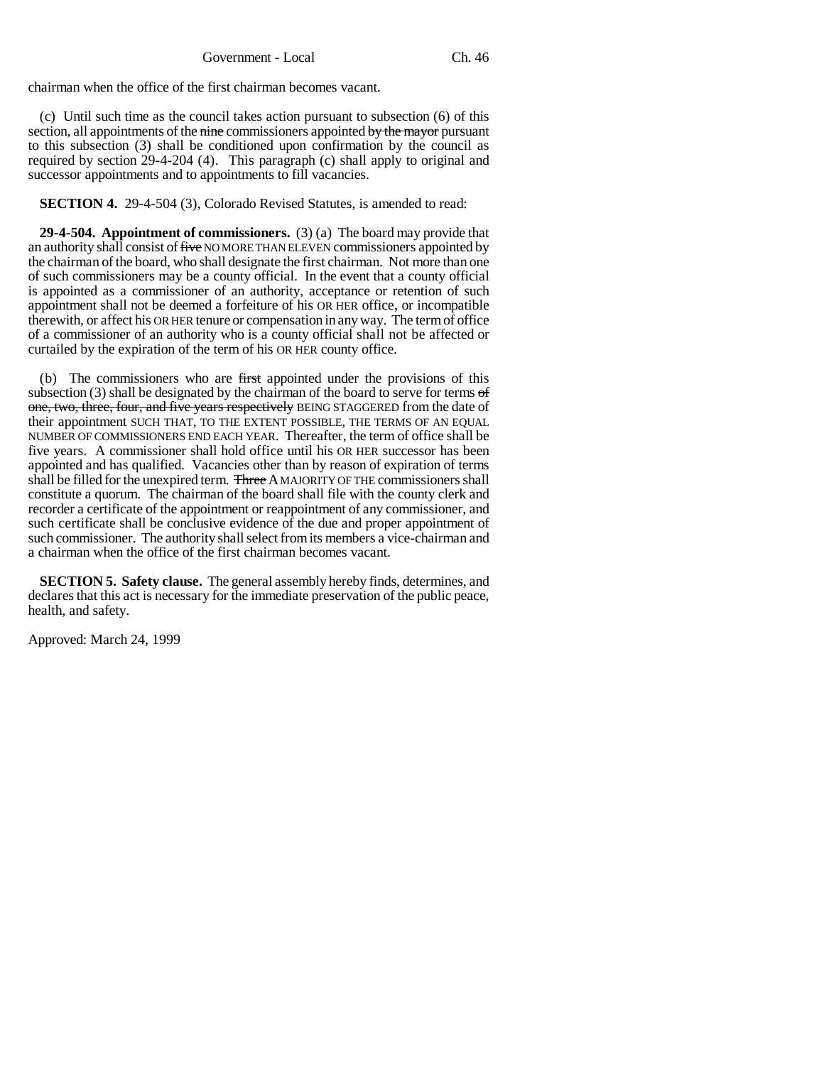chairman when the office of the first chairman becomes vacant.

(c) Until such time as the council takes action pursuant to subsection (6) of this section, all appointments of the ~~nine~~ commissioners appointed ~~by the mayor~~ pursuant to this subsection (3) shall be conditioned upon confirmation by the council as required by section 29-4-204 (4). This paragraph (c) shall apply to original and successor appointments and to appointments to fill vacancies.

**SECTION 4.** 29-4-504 (3), Colorado Revised Statutes, is amended to read:

**29-4-504. Appointment of commissioners.** (3) (a) The board may provide that an authority shall consist of ~~five~~ NO MORE THAN ELEVEN commissioners appointed by the chairman of the board, who shall designate the first chairman. Not more than one of such commissioners may be a county official. In the event that a county official is appointed as a commissioner of an authority, acceptance or retention of such appointment shall not be deemed a forfeiture of his OR HER office, or incompatible therewith, or affect his OR HER tenure or compensation in any way. The term of office of a commissioner of an authority who is a county official shall not be affected or curtailed by the expiration of the term of his OR HER county office.

(b) The commissioners who are ~~first~~ appointed under the provisions of this subsection (3) shall be designated by the chairman of the board to serve for terms ~~of one, two, three, four, and five years respectively~~ BEING STAGGERED from the date of their appointment SUCH THAT, TO THE EXTENT POSSIBLE, THE TERMS OF AN EQUAL NUMBER OF COMMISSIONERS END EACH YEAR. Thereafter, the term of office shall be five years. A commissioner shall hold office until his OR HER successor has been appointed and has qualified. Vacancies other than by reason of expiration of terms shall be filled for the unexpired term. ~~Three~~ A MAJORITY OF THE commissioners shall constitute a quorum. The chairman of the board shall file with the county clerk and recorder a certificate of the appointment or reappointment of any commissioner, and such certificate shall be conclusive evidence of the due and proper appointment of such commissioner. The authority shall select from its members a vice-chairman and a chairman when the office of the first chairman becomes vacant.

**SECTION 5. Safety clause.** The general assembly hereby finds, determines, and declares that this act is necessary for the immediate preservation of the public peace, health, and safety.

Approved: March 24, 1999